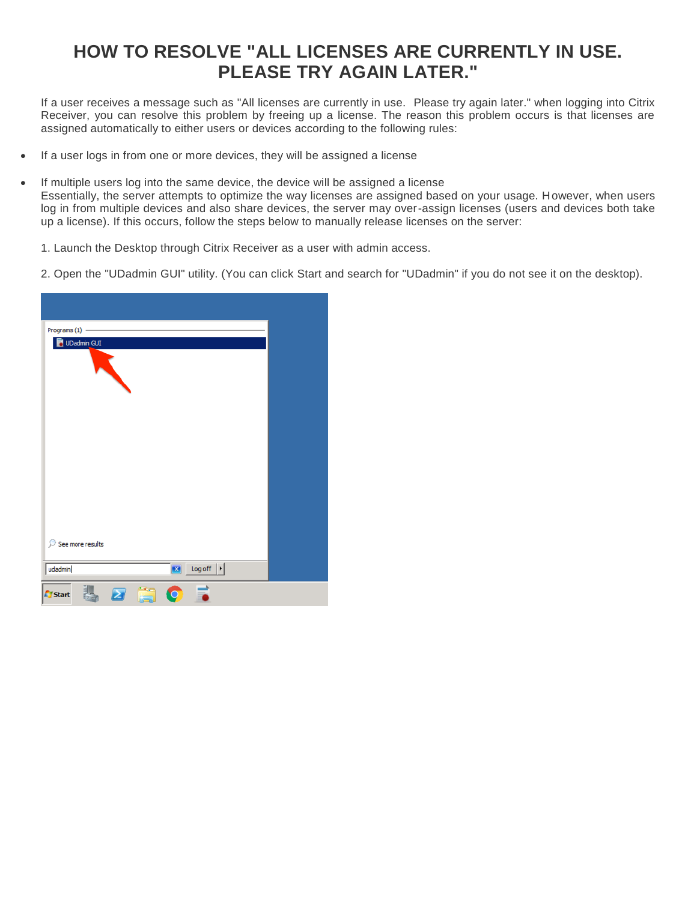# HOW TO RESOLVE "ALL LICENSES ARE CURRENTLY IN USE. PLEASE TRY AGAIN LATER."

If a user receives a message such as "All licenses are currently in use. Please try again later." when logging into Citrix Receiver, you can resolve this problem by freeing up a license. The reason this problem occurs is that licenses are assigned automatically to either users or devices according to the following rules:

- If a user logs in from one or more devices, they will be assigned a license
- If multiple users log into the same device, the device will be assigned a license

Essentially, the server attempts to optimize the way licenses are assigned based on your usage. However, when users log in from multiple devices and also share devices, the server may over-assign licenses (users and devices both take up a license). If this occurs, follow the steps below to manually release licenses on the server:

1. Launch the Desktop through Citrix Receiver as a user with admin access.

2. Open the "UDadmin GUI" utility. (You can click Start and search for "UDadmin" if you do not see it on the desktop).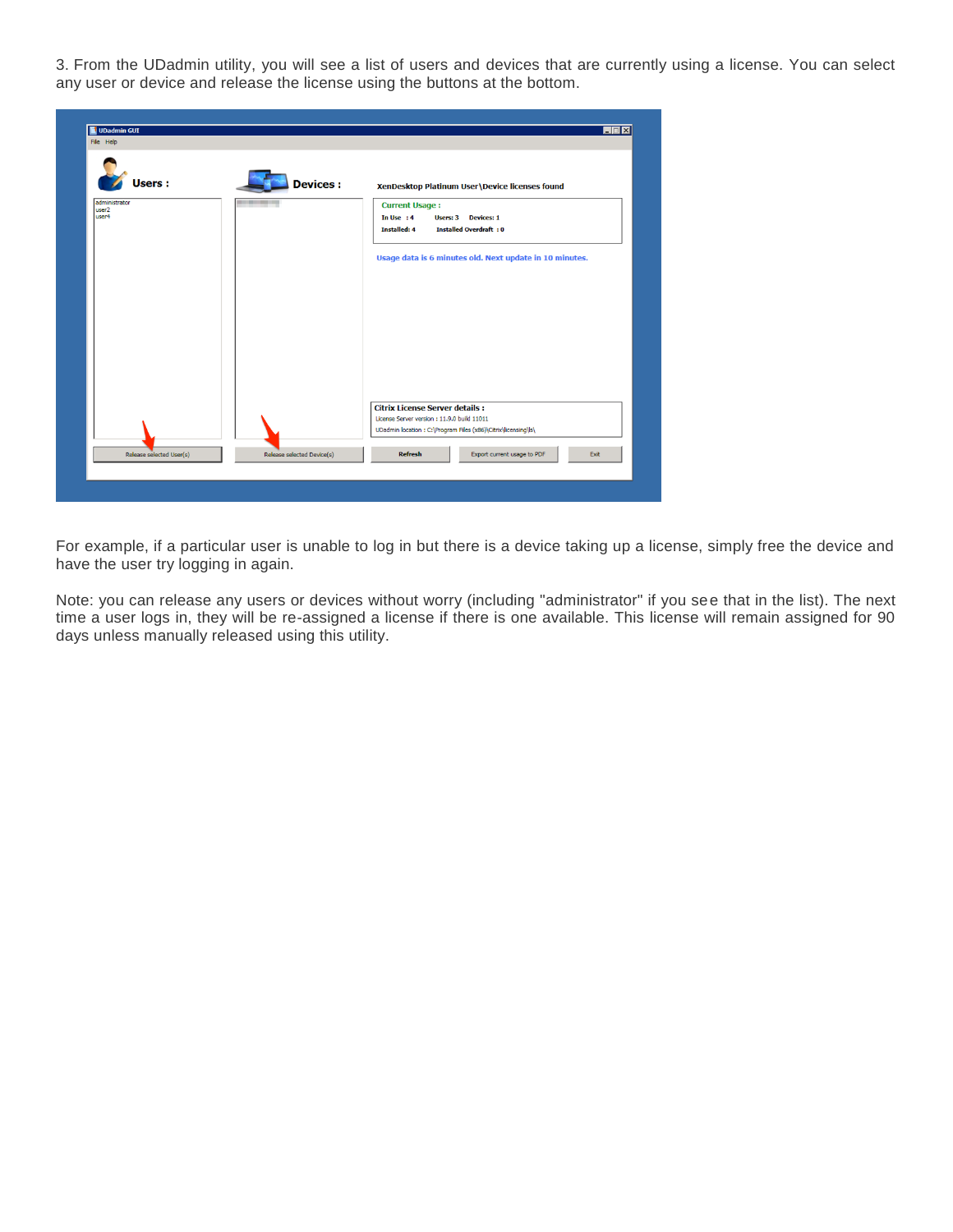3. From the UDadmin utility, you will see a list of users and devices that are currently using a license. You can select any user or device and release the license using the buttons at the bottom.

For example, if a particular user is unable to log in but there is a device taking up a license, simply free the device and have the user try logging in again.

Note: you can release any users or devices without worry (including "administrator" if you see that in the list). The next time a user logs in, they will be re-assigned a license if there is one available. This license will remain assigned for 90 days unless manually released using this utility.